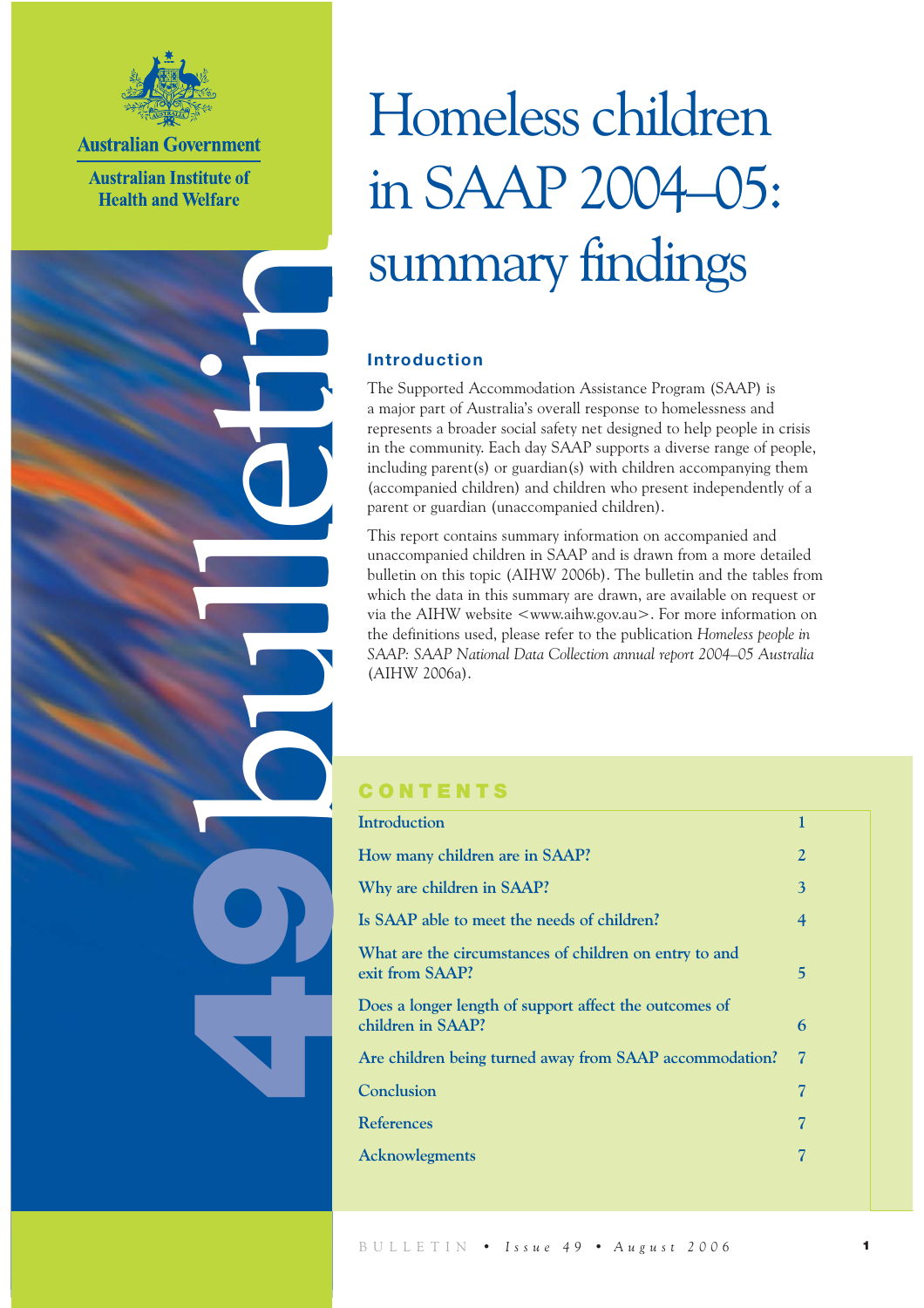Australian Government

Australian Institute of Health and Welfare

bulletin 49

# Homeless children in SAAP 2004–05: summary findings

## Introduction

The Supported Accommodation Assistance Program (SAAP) is a major part of Australia's overall response to homelessness and represents a broader social safety net designed to help people in crisis in the community. Each day SAAP supports a diverse range of people, including parent(s) or guardian(s) with children accompanying them (accompanied children) and children who present independently of a parent or guardian (unaccompanied children).

This report contains summary information on accompanied and unaccompanied children in SAAP and is drawn from a more detailed bulletin on this topic (AIHW 2006b). The bulletin and the tables from which the data in this summary are drawn, are available on request or via the AIHW website <www.aihw.gov.au>. For more information on the definitions used, please refer to the publication *Homeless people in SAAP: SAAP National Data Collection annual report 2004–05 Australia* (AIHW 2006a).

## CONTENTS

| | |
|---|---|
| Introduction | 1 |
| How many children are in SAAP? | 2 |
| Why are children in SAAP? | 3 |
| Is SAAP able to meet the needs of children? | 4 |
| What are the circumstances of children on entry to and exit from SAAP? | 5 |
| Does a longer length of support affect the outcomes of children in SAAP? | 6 |
| Are children being turned away from SAAP accommodation? | 7 |
| Conclusion | 7 |
| References | 7 |
| Acknowlegments | 7 |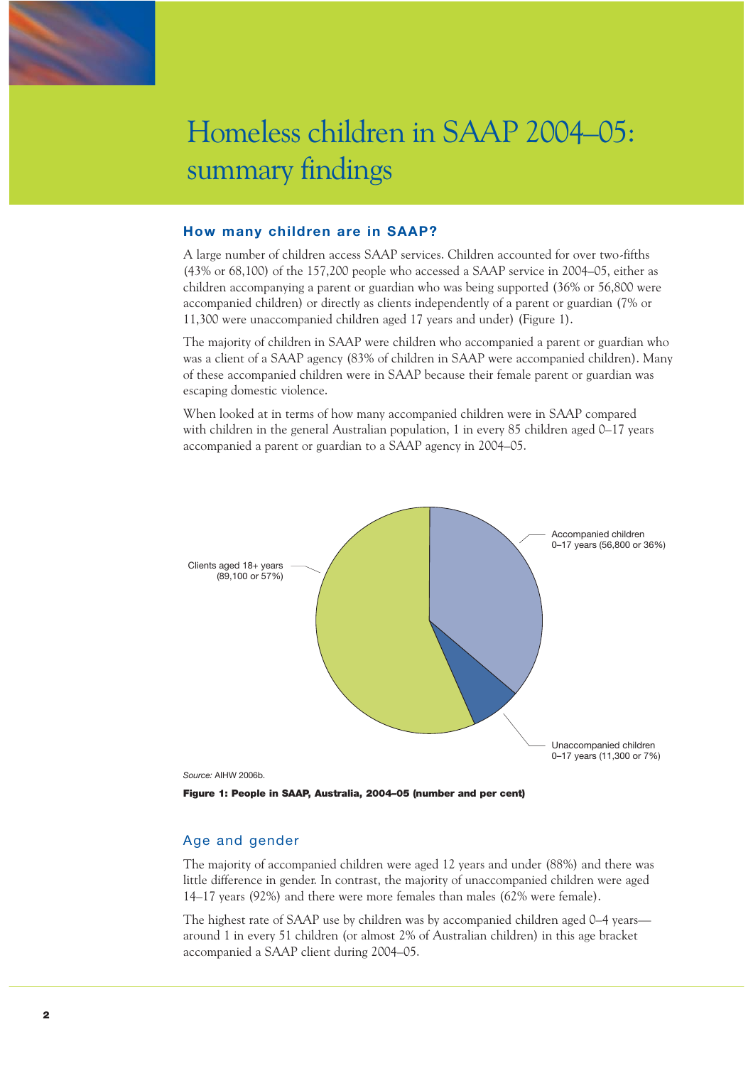# Homeless children in SAAP 2004–05: summary findings

## How many children are in SAAP?

A large number of children access SAAP services. Children accounted for over two-fifths (43% or 68,100) of the 157,200 people who accessed a SAAP service in 2004–05, either as children accompanying a parent or guardian who was being supported (36% or 56,800 were accompanied children) or directly as clients independently of a parent or guardian (7% or 11,300 were unaccompanied children aged 17 years and under) (Figure 1).

The majority of children in SAAP were children who accompanied a parent or guardian who was a client of a SAAP agency (83% of children in SAAP were accompanied children). Many of these accompanied children were in SAAP because their female parent or guardian was escaping domestic violence.

When looked at in terms of how many accompanied children were in SAAP compared with children in the general Australian population, 1 in every 85 children aged 0–17 years accompanied a parent or guardian to a SAAP agency in 2004–05.

Accompanied children 0–17 years (56,800 or 36%)

Clients aged 18+ years (89,100 or 57%)

Unaccompanied children 0–17 years (11,300 or 7%)

*Source:* AIHW 2006b.

**Figure 1: People in SAAP, Australia, 2004–05 (number and per cent)**

### Age and gender

The majority of accompanied children were aged 12 years and under (88%) and there was little difference in gender. In contrast, the majority of unaccompanied children were aged 14–17 years (92%) and there were more females than males (62% were female).

The highest rate of SAAP use by children was by accompanied children aged 0–4 years—around 1 in every 51 children (or almost 2% of Australian children) in this age bracket accompanied a SAAP client during 2004–05.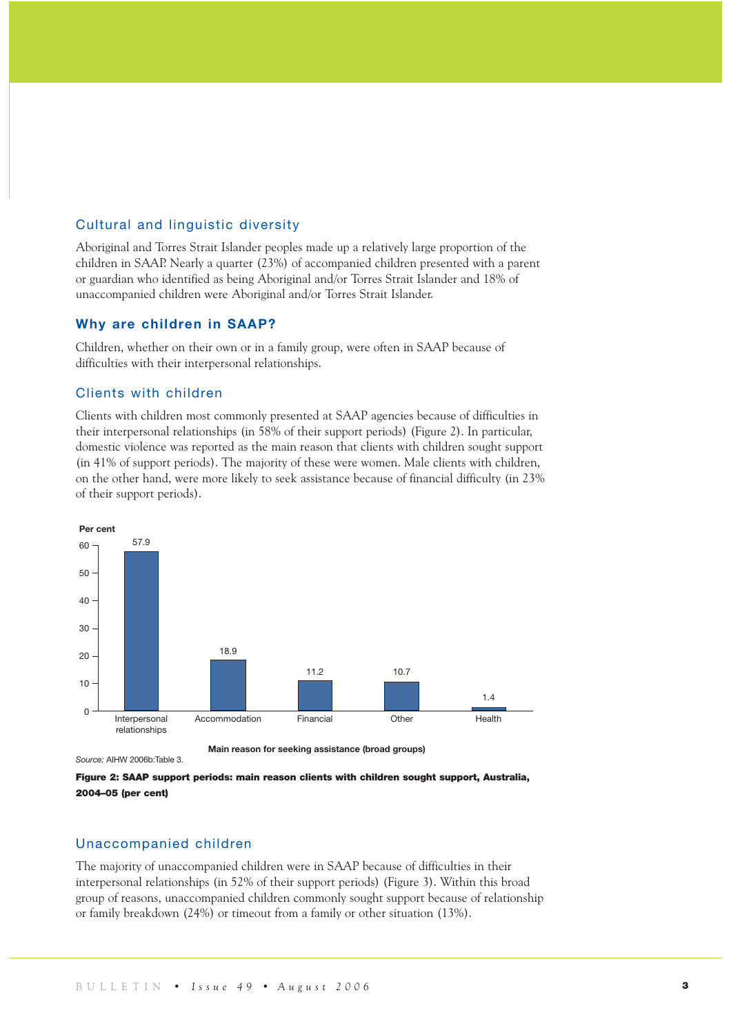## Cultural and linguistic diversity

Aboriginal and Torres Strait Islander peoples made up a relatively large proportion of the children in SAAP. Nearly a quarter (23%) of accompanied children presented with a parent or guardian who identified as being Aboriginal and/or Torres Strait Islander and 18% of unaccompanied children were Aboriginal and/or Torres Strait Islander.

## Why are children in SAAP?

Children, whether on their own or in a family group, were often in SAAP because of difficulties with their interpersonal relationships.

### Clients with children

Clients with children most commonly presented at SAAP agencies because of difficulties in their interpersonal relationships (in 58% of their support periods) (Figure 2). In particular, domestic violence was reported as the main reason that clients with children sought support (in 41% of support periods). The majority of these were women. Male clients with children, on the other hand, were more likely to seek assistance because of financial difficulty (in 23% of their support periods).

Per cent

60
50
40
30
20
10
0

57.9
18.9
11.2
10.7
1.4

Interpersonal relationships
Accommodation
Financial
Other
Health

Main reason for seeking assistance (broad groups)

*Source:* AIHW 2006b:Table 3.

**Figure 2: SAAP support periods: main reason clients with children sought support, Australia, 2004–05 (per cent)**

### Unaccompanied children

The majority of unaccompanied children were in SAAP because of difficulties in their interpersonal relationships (in 52% of their support periods) (Figure 3). Within this broad group of reasons, unaccompanied children commonly sought support because of relationship or family breakdown (24%) or timeout from a family or other situation (13%).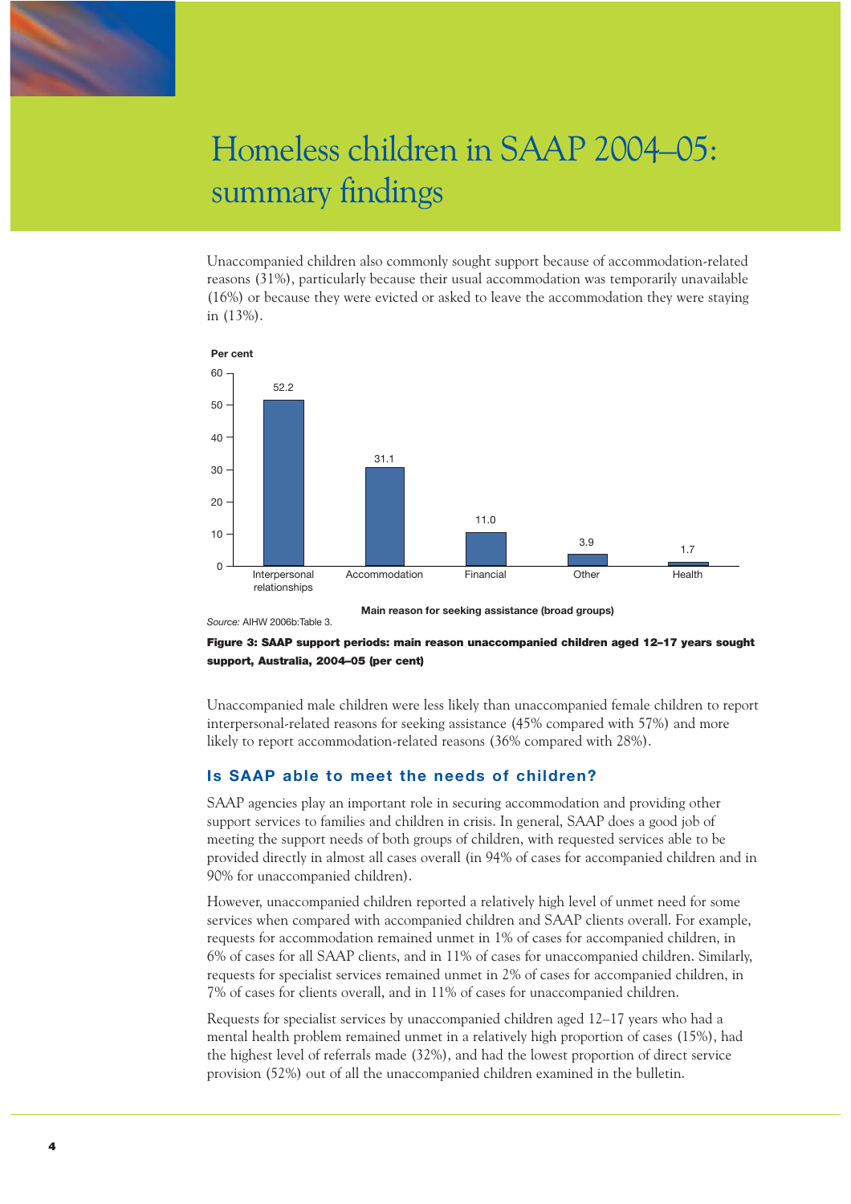# Homeless children in SAAP 2004–05: summary findings

Unaccompanied children also commonly sought support because of accommodation-related reasons (31%), particularly because their usual accommodation was temporarily unavailable (16%) or because they were evicted or asked to leave the accommodation they were staying in (13%).

Per cent

60
50
40
30
20
10
0

52.2
31.1
11.0
3.9
1.7

Interpersonal relationships
Accommodation
Financial
Other
Health

Main reason for seeking assistance (broad groups)

*Source:* AIHW 2006b:Table 3.

**Figure 3: SAAP support periods: main reason unaccompanied children aged 12–17 years sought support, Australia, 2004–05 (per cent)**

Unaccompanied male children were less likely than unaccompanied female children to report interpersonal-related reasons for seeking assistance (45% compared with 57%) and more likely to report accommodation-related reasons (36% compared with 28%).

## Is SAAP able to meet the needs of children?

SAAP agencies play an important role in securing accommodation and providing other support services to families and children in crisis. In general, SAAP does a good job of meeting the support needs of both groups of children, with requested services able to be provided directly in almost all cases overall (in 94% of cases for accompanied children and in 90% for unaccompanied children).

However, unaccompanied children reported a relatively high level of unmet need for some services when compared with accompanied children and SAAP clients overall. For example, requests for accommodation remained unmet in 1% of cases for accompanied children, in 6% of cases for all SAAP clients, and in 11% of cases for unaccompanied children. Similarly, requests for specialist services remained unmet in 2% of cases for accompanied children, in 7% of cases for clients overall, and in 11% of cases for unaccompanied children.

Requests for specialist services by unaccompanied children aged 12–17 years who had a mental health problem remained unmet in a relatively high proportion of cases (15%), had the highest level of referrals made (32%), and had the lowest proportion of direct service provision (52%) out of all the unaccompanied children examined in the bulletin.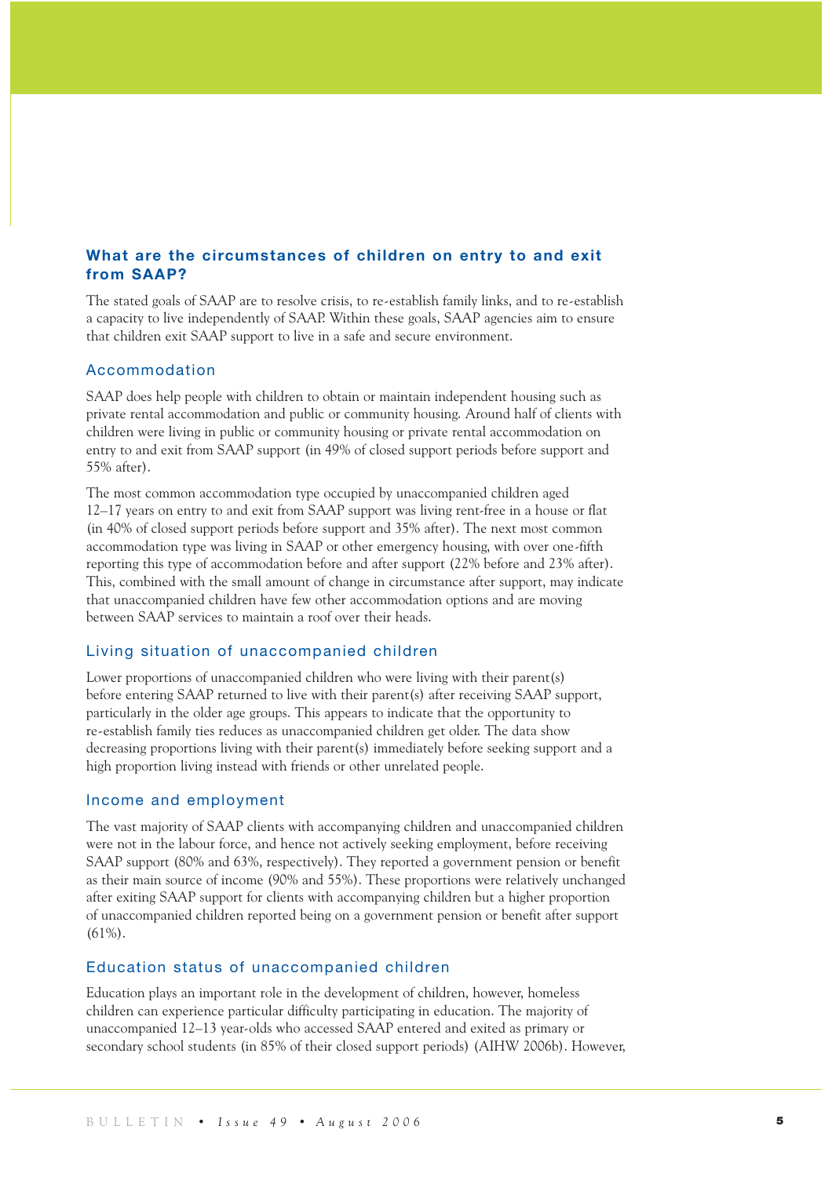## What are the circumstances of children on entry to and exit from SAAP?

The stated goals of SAAP are to resolve crisis, to re-establish family links, and to re-establish a capacity to live independently of SAAP. Within these goals, SAAP agencies aim to ensure that children exit SAAP support to live in a safe and secure environment.

### Accommodation

SAAP does help people with children to obtain or maintain independent housing such as private rental accommodation and public or community housing. Around half of clients with children were living in public or community housing or private rental accommodation on entry to and exit from SAAP support (in 49% of closed support periods before support and 55% after).

The most common accommodation type occupied by unaccompanied children aged 12–17 years on entry to and exit from SAAP support was living rent-free in a house or flat (in 40% of closed support periods before support and 35% after). The next most common accommodation type was living in SAAP or other emergency housing, with over one-fifth reporting this type of accommodation before and after support (22% before and 23% after). This, combined with the small amount of change in circumstance after support, may indicate that unaccompanied children have few other accommodation options and are moving between SAAP services to maintain a roof over their heads.

### Living situation of unaccompanied children

Lower proportions of unaccompanied children who were living with their parent(s) before entering SAAP returned to live with their parent(s) after receiving SAAP support, particularly in the older age groups. This appears to indicate that the opportunity to re-establish family ties reduces as unaccompanied children get older. The data show decreasing proportions living with their parent(s) immediately before seeking support and a high proportion living instead with friends or other unrelated people.

### Income and employment

The vast majority of SAAP clients with accompanying children and unaccompanied children were not in the labour force, and hence not actively seeking employment, before receiving SAAP support (80% and 63%, respectively). They reported a government pension or benefit as their main source of income (90% and 55%). These proportions were relatively unchanged after exiting SAAP support for clients with accompanying children but a higher proportion of unaccompanied children reported being on a government pension or benefit after support (61%).

### Education status of unaccompanied children

Education plays an important role in the development of children, however, homeless children can experience particular difficulty participating in education. The majority of unaccompanied 12–13 year-olds who accessed SAAP entered and exited as primary or secondary school students (in 85% of their closed support periods) (AIHW 2006b). However,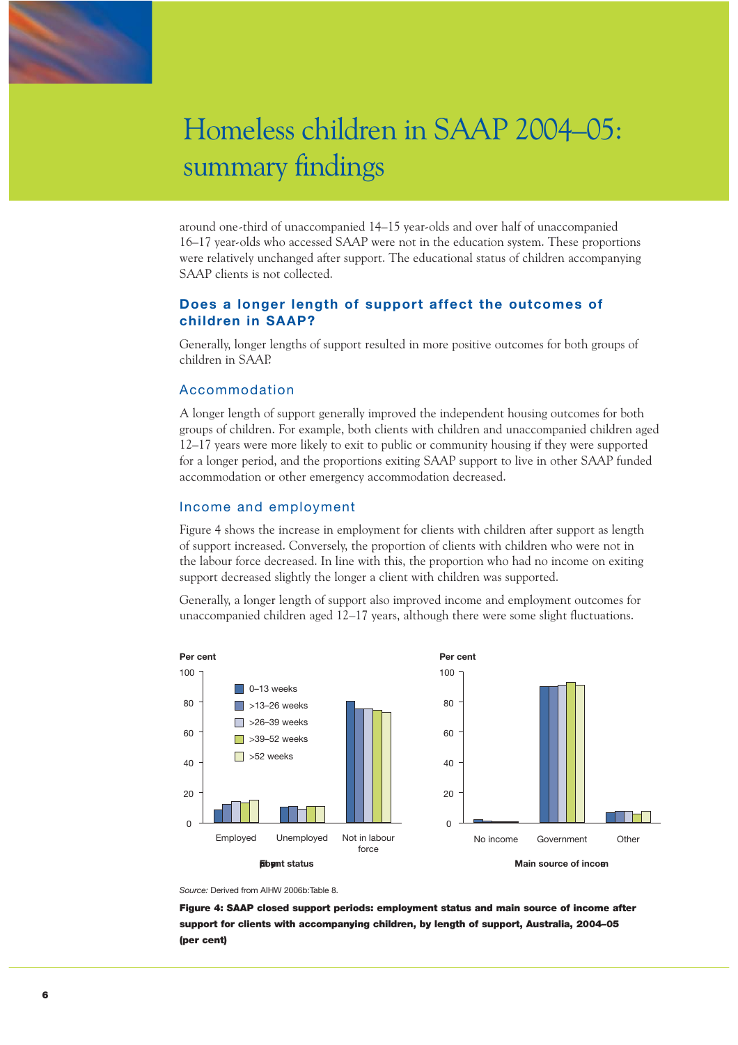# Homeless children in SAAP 2004–05: summary findings

around one-third of unaccompanied 14–15 year-olds and over half of unaccompanied 16–17 year-olds who accessed SAAP were not in the education system. These proportions were relatively unchanged after support. The educational status of children accompanying SAAP clients is not collected.

## Does a longer length of support affect the outcomes of children in SAAP?

Generally, longer lengths of support resulted in more positive outcomes for both groups of children in SAAP.

### Accommodation

A longer length of support generally improved the independent housing outcomes for both groups of children. For example, both clients with children and unaccompanied children aged 12–17 years were more likely to exit to public or community housing if they were supported for a longer period, and the proportions exiting SAAP support to live in other SAAP funded accommodation or other emergency accommodation decreased.

### Income and employment

Figure 4 shows the increase in employment for clients with children after support as length of support increased. Conversely, the proportion of clients with children who were not in the labour force decreased. In line with this, the proportion who had no income on exiting support decreased slightly the longer a client with children was supported.

Generally, a longer length of support also improved income and employment outcomes for unaccompanied children aged 12–17 years, although there were some slight fluctuations.

Per cent
100
80
60
40
20
0

0–13 weeks
>13–26 weeks
>26–39 weeks
>39–52 weeks
>52 weeks

Employed
Unemployed
Not in labour force

Employment status

Per cent
100
80
60
40
20
0

No income
Government
Other

Main source of income

*Source:* Derived from AIHW 2006b:Table 8.

**Figure 4: SAAP closed support periods: employment status and main source of income after support for clients with accompanying children, by length of support, Australia, 2004–05 (per cent)**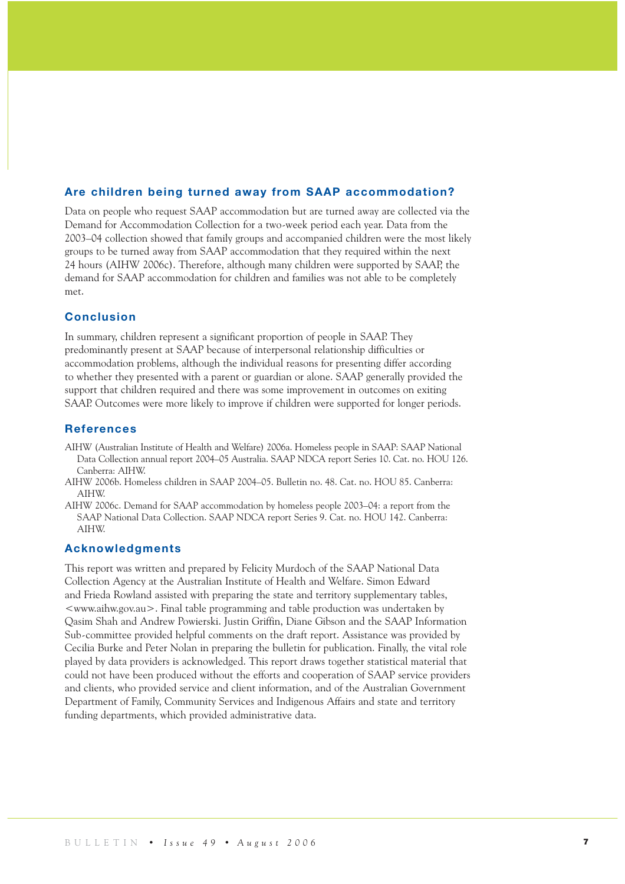## Are children being turned away from SAAP accommodation?

Data on people who request SAAP accommodation but are turned away are collected via the Demand for Accommodation Collection for a two-week period each year. Data from the 2003–04 collection showed that family groups and accompanied children were the most likely groups to be turned away from SAAP accommodation that they required within the next 24 hours (AIHW 2006c). Therefore, although many children were supported by SAAP, the demand for SAAP accommodation for children and families was not able to be completely met.

## Conclusion

In summary, children represent a significant proportion of people in SAAP. They predominantly present at SAAP because of interpersonal relationship difficulties or accommodation problems, although the individual reasons for presenting differ according to whether they presented with a parent or guardian or alone. SAAP generally provided the support that children required and there was some improvement in outcomes on exiting SAAP. Outcomes were more likely to improve if children were supported for longer periods.

## References

AIHW (Australian Institute of Health and Welfare) 2006a. Homeless people in SAAP: SAAP National Data Collection annual report 2004–05 Australia. SAAP NDCA report Series 10. Cat. no. HOU 126. Canberra: AIHW.

AIHW 2006b. Homeless children in SAAP 2004–05. Bulletin no. 48. Cat. no. HOU 85. Canberra: AIHW.

AIHW 2006c. Demand for SAAP accommodation by homeless people 2003–04: a report from the SAAP National Data Collection. SAAP NDCA report Series 9. Cat. no. HOU 142. Canberra: AIHW.

## Acknowledgments

This report was written and prepared by Felicity Murdoch of the SAAP National Data Collection Agency at the Australian Institute of Health and Welfare. Simon Edward and Frieda Rowland assisted with preparing the state and territory supplementary tables, <www.aihw.gov.au>. Final table programming and table production was undertaken by Qasim Shah and Andrew Powierski. Justin Griffin, Diane Gibson and the SAAP Information Sub-committee provided helpful comments on the draft report. Assistance was provided by Cecilia Burke and Peter Nolan in preparing the bulletin for publication. Finally, the vital role played by data providers is acknowledged. This report draws together statistical material that could not have been produced without the efforts and cooperation of SAAP service providers and clients, who provided service and client information, and of the Australian Government Department of Family, Community Services and Indigenous Affairs and state and territory funding departments, which provided administrative data.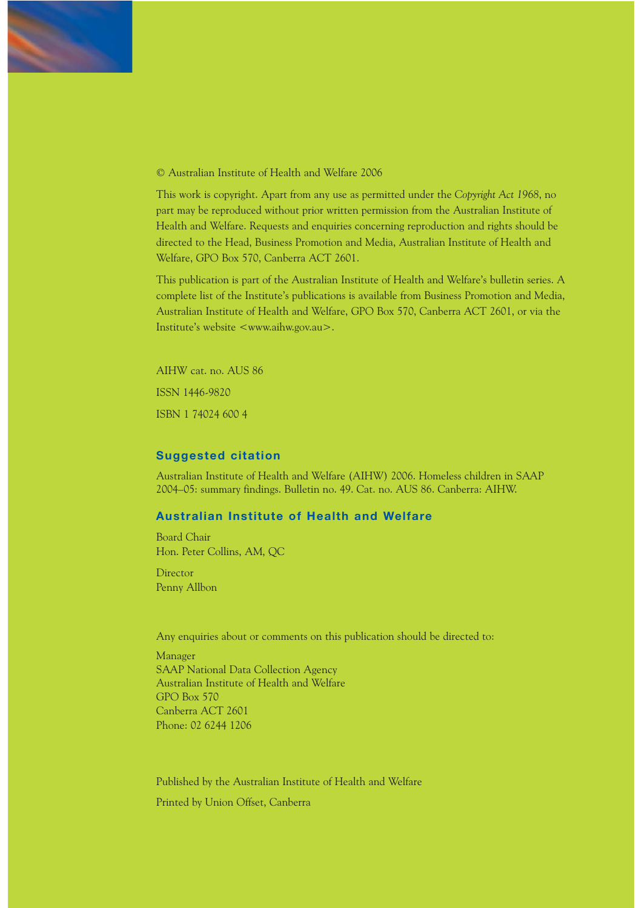© Australian Institute of Health and Welfare 2006

This work is copyright. Apart from any use as permitted under the *Copyright Act 1968*, no part may be reproduced without prior written permission from the Australian Institute of Health and Welfare. Requests and enquiries concerning reproduction and rights should be directed to the Head, Business Promotion and Media, Australian Institute of Health and Welfare, GPO Box 570, Canberra ACT 2601.

This publication is part of the Australian Institute of Health and Welfare's bulletin series. A complete list of the Institute's publications is available from Business Promotion and Media, Australian Institute of Health and Welfare, GPO Box 570, Canberra ACT 2601, or via the Institute's website <www.aihw.gov.au>.

AIHW cat. no. AUS 86

ISSN 1446-9820

ISBN 1 74024 600 4

## Suggested citation

Australian Institute of Health and Welfare (AIHW) 2006. Homeless children in SAAP 2004–05: summary findings. Bulletin no. 49. Cat. no. AUS 86. Canberra: AIHW.

## Australian Institute of Health and Welfare

Board Chair
Hon. Peter Collins, AM, QC

Director
Penny Allbon

Any enquiries about or comments on this publication should be directed to:

Manager
SAAP National Data Collection Agency
Australian Institute of Health and Welfare
GPO Box 570
Canberra ACT 2601
Phone: 02 6244 1206

Published by the Australian Institute of Health and Welfare

Printed by Union Offset, Canberra